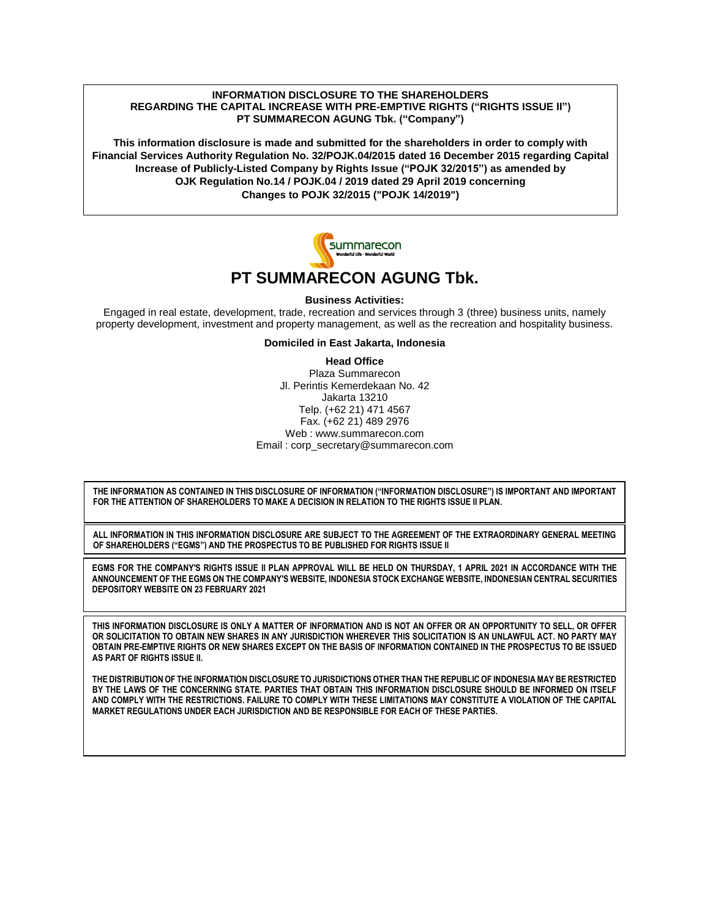**INFORMATION DISCLOSURE TO THE SHAREHOLDERS**
**REGARDING THE CAPITAL INCREASE WITH PRE-EMPTIVE RIGHTS ("RIGHTS ISSUE II")**
**PT SUMMARECON AGUNG Tbk. ("Company")**

**This information disclosure is made and submitted for the shareholders in order to comply with Financial Services Authority Regulation No. 32/POJK.04/2015 dated 16 December 2015 regarding Capital Increase of Publicly-Listed Company by Rights Issue ("POJK 32/2015") as amended by OJK Regulation No.14 / POJK.04 / 2019 dated 29 April 2019 concerning Changes to POJK 32/2015 ("POJK 14/2019")**

summarecon
Wonderful Life · Wonderful World

# PT SUMMARECON AGUNG Tbk.

**Business Activities:**

Engaged in real estate, development, trade, recreation and services through 3 (three) business units, namely property development, investment and property management, as well as the recreation and hospitality business.

**Domiciled in East Jakarta, Indonesia**

**Head Office**
Plaza Summarecon
Jl. Perintis Kemerdekaan No. 42
Jakarta 13210
Telp. (+62 21) 471 4567
Fax. (+62 21) 489 2976
Web : www.summarecon.com
Email : corp_secretary@summarecon.com

**THE INFORMATION AS CONTAINED IN THIS DISCLOSURE OF INFORMATION ("INFORMATION DISCLOSURE") IS IMPORTANT AND IMPORTANT FOR THE ATTENTION OF SHAREHOLDERS TO MAKE A DECISION IN RELATION TO THE RIGHTS ISSUE II PLAN.**

**ALL INFORMATION IN THIS INFORMATION DISCLOSURE ARE SUBJECT TO THE AGREEMENT OF THE EXTRAORDINARY GENERAL MEETING OF SHAREHOLDERS ("EGMS") AND THE PROSPECTUS TO BE PUBLISHED FOR RIGHTS ISSUE II**

**EGMS FOR THE COMPANY'S RIGHTS ISSUE II PLAN APPROVAL WILL BE HELD ON THURSDAY, 1 APRIL 2021 IN ACCORDANCE WITH THE ANNOUNCEMENT OF THE EGMS ON THE COMPANY'S WEBSITE, INDONESIA STOCK EXCHANGE WEBSITE, INDONESIAN CENTRAL SECURITIES DEPOSITORY WEBSITE ON 23 FEBRUARY 2021**

**THIS INFORMATION DISCLOSURE IS ONLY A MATTER OF INFORMATION AND IS NOT AN OFFER OR AN OPPORTUNITY TO SELL, OR OFFER OR SOLICITATION TO OBTAIN NEW SHARES IN ANY JURISDICTION WHEREVER THIS SOLICITATION IS AN UNLAWFUL ACT. NO PARTY MAY OBTAIN PRE-EMPTIVE RIGHTS OR NEW SHARES EXCEPT ON THE BASIS OF INFORMATION CONTAINED IN THE PROSPECTUS TO BE ISSUED AS PART OF RIGHTS ISSUE II.**

**THE DISTRIBUTION OF THE INFORMATION DISCLOSURE TO JURISDICTIONS OTHER THAN THE REPUBLIC OF INDONESIA MAY BE RESTRICTED BY THE LAWS OF THE CONCERNING STATE. PARTIES THAT OBTAIN THIS INFORMATION DISCLOSURE SHOULD BE INFORMED ON ITSELF AND COMPLY WITH THE RESTRICTIONS. FAILURE TO COMPLY WITH THESE LIMITATIONS MAY CONSTITUTE A VIOLATION OF THE CAPITAL MARKET REGULATIONS UNDER EACH JURISDICTION AND BE RESPONSIBLE FOR EACH OF THESE PARTIES.**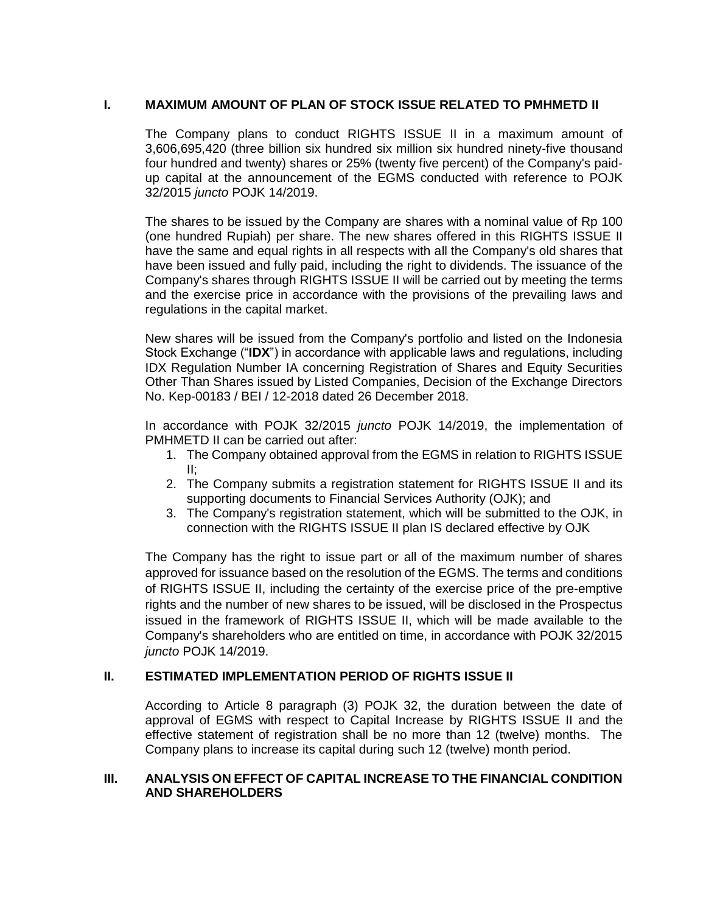## I. MAXIMUM AMOUNT OF PLAN OF STOCK ISSUE RELATED TO PMHMETD II

The Company plans to conduct RIGHTS ISSUE II in a maximum amount of 3,606,695,420 (three billion six hundred six million six hundred ninety-five thousand four hundred and twenty) shares or 25% (twenty five percent) of the Company's paid-up capital at the announcement of the EGMS conducted with reference to POJK 32/2015 *juncto* POJK 14/2019.

The shares to be issued by the Company are shares with a nominal value of Rp 100 (one hundred Rupiah) per share. The new shares offered in this RIGHTS ISSUE II have the same and equal rights in all respects with all the Company's old shares that have been issued and fully paid, including the right to dividends. The issuance of the Company's shares through RIGHTS ISSUE II will be carried out by meeting the terms and the exercise price in accordance with the provisions of the prevailing laws and regulations in the capital market.

New shares will be issued from the Company's portfolio and listed on the Indonesia Stock Exchange ("**IDX**") in accordance with applicable laws and regulations, including IDX Regulation Number IA concerning Registration of Shares and Equity Securities Other Than Shares issued by Listed Companies, Decision of the Exchange Directors No. Kep-00183 / BEI / 12-2018 dated 26 December 2018.

In accordance with POJK 32/2015 *juncto* POJK 14/2019, the implementation of PMHMETD II can be carried out after:

1. The Company obtained approval from the EGMS in relation to RIGHTS ISSUE II;
2. The Company submits a registration statement for RIGHTS ISSUE II and its supporting documents to Financial Services Authority (OJK); and
3. The Company's registration statement, which will be submitted to the OJK, in connection with the RIGHTS ISSUE II plan IS declared effective by OJK

The Company has the right to issue part or all of the maximum number of shares approved for issuance based on the resolution of the EGMS. The terms and conditions of RIGHTS ISSUE II, including the certainty of the exercise price of the pre-emptive rights and the number of new shares to be issued, will be disclosed in the Prospectus issued in the framework of RIGHTS ISSUE II, which will be made available to the Company's shareholders who are entitled on time, in accordance with POJK 32/2015 *juncto* POJK 14/2019.

## II. ESTIMATED IMPLEMENTATION PERIOD OF RIGHTS ISSUE II

According to Article 8 paragraph (3) POJK 32, the duration between the date of approval of EGMS with respect to Capital Increase by RIGHTS ISSUE II and the effective statement of registration shall be no more than 12 (twelve) months. The Company plans to increase its capital during such 12 (twelve) month period.

## III. ANALYSIS ON EFFECT OF CAPITAL INCREASE TO THE FINANCIAL CONDITION AND SHAREHOLDERS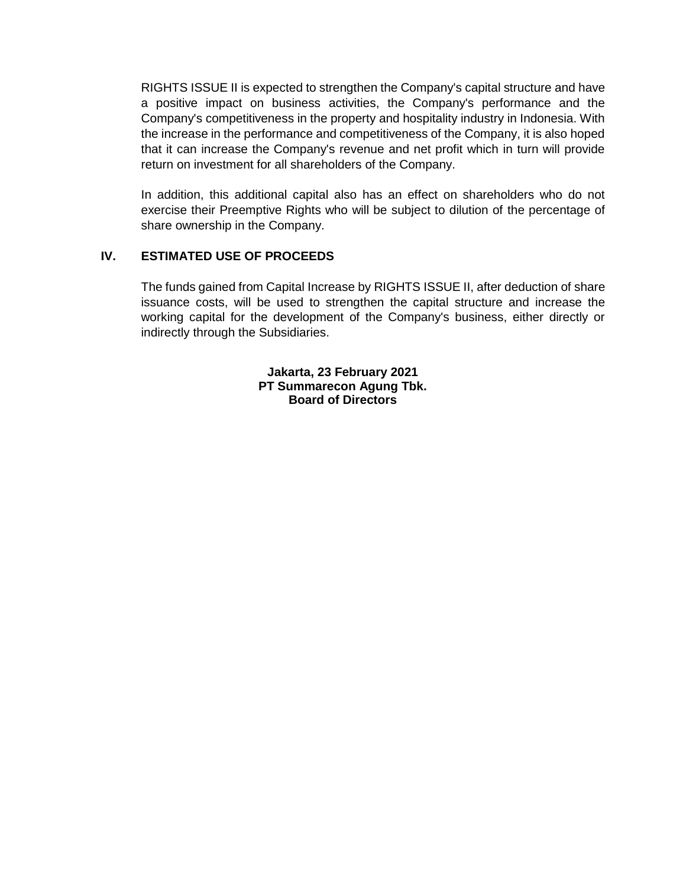RIGHTS ISSUE II is expected to strengthen the Company's capital structure and have a positive impact on business activities, the Company's performance and the Company's competitiveness in the property and hospitality industry in Indonesia. With the increase in the performance and competitiveness of the Company, it is also hoped that it can increase the Company's revenue and net profit which in turn will provide return on investment for all shareholders of the Company.

In addition, this additional capital also has an effect on shareholders who do not exercise their Preemptive Rights who will be subject to dilution of the percentage of share ownership in the Company.

## IV. ESTIMATED USE OF PROCEEDS

The funds gained from Capital Increase by RIGHTS ISSUE II, after deduction of share issuance costs, will be used to strengthen the capital structure and increase the working capital for the development of the Company's business, either directly or indirectly through the Subsidiaries.

**Jakarta, 23 February 2021**
**PT Summarecon Agung Tbk.**
**Board of Directors**